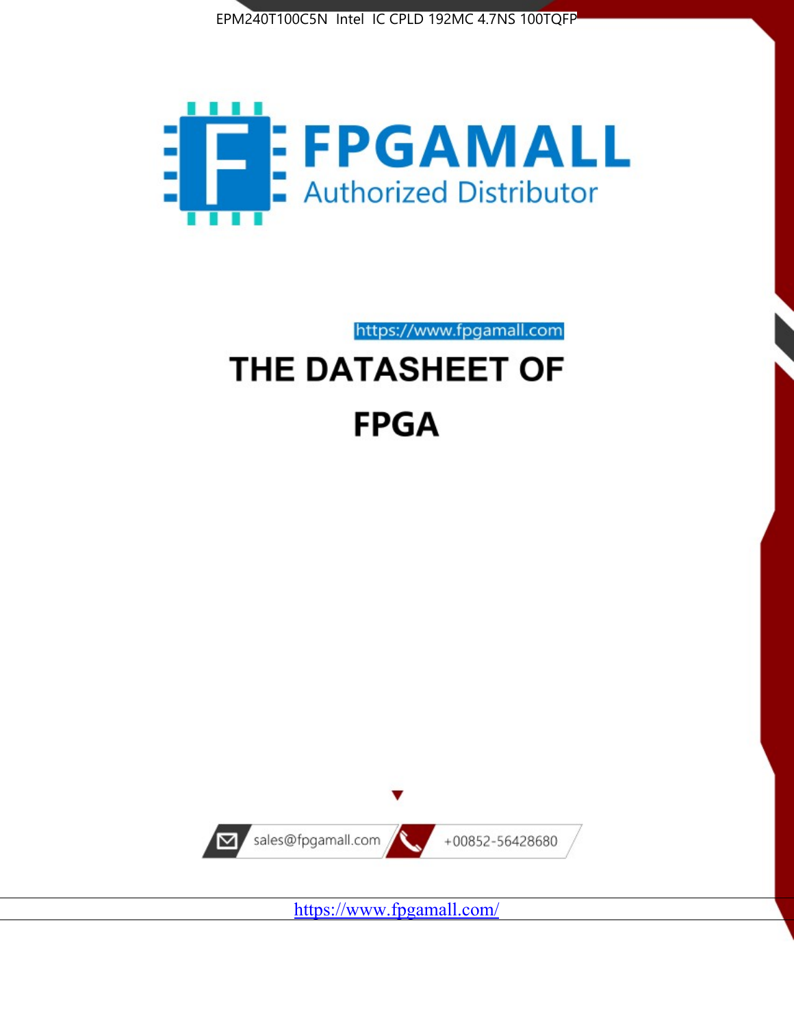EPM240T100C5N Intel IC CPLD 192MC 4.7NS 100TQFP

FPGAMALL

Authorized Distributor

https://www.fpgamall.com

# THE DATASHEET OF

# FPGA

sales@fpgamall.com

+00852-56428680

https://www.fpgamall.com/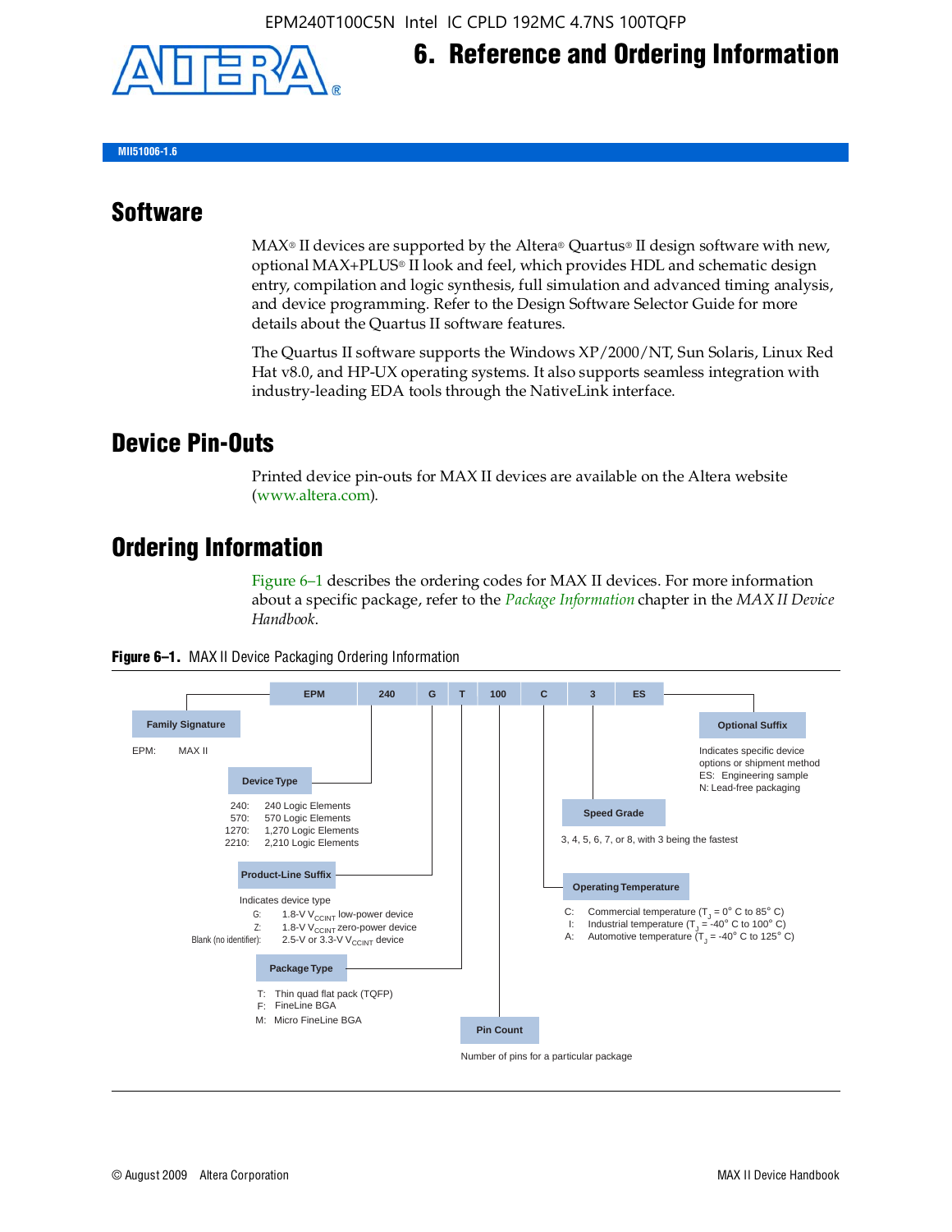EPM240T100C5N Intel IC CPLD 192MC 4.7NS 100TQFP

# 6. Reference and Ordering Information

MII51006-1.6

## Software

MAX® II devices are supported by the Altera® Quartus® II design software with new, optional MAX+PLUS® II look and feel, which provides HDL and schematic design entry, compilation and logic synthesis, full simulation and advanced timing analysis, and device programming. Refer to the Design Software Selector Guide for more details about the Quartus II software features.

The Quartus II software supports the Windows XP/2000/NT, Sun Solaris, Linux Red Hat v8.0, and HP-UX operating systems. It also supports seamless integration with industry-leading EDA tools through the NativeLink interface.

## Device Pin-Outs

Printed device pin-outs for MAX II devices are available on the Altera website (www.altera.com).

## Ordering Information

Figure 6–1 describes the ordering codes for MAX II devices. For more information about a specific package, refer to the *Package Information* chapter in the *MAX II Device Handbook*.

**Figure 6–1.** MAX II Device Packaging Ordering Information

EPM | 240 | G | T | 100 | C | 3 | ES

**Family Signature**
- EPM: MAX II

**Device Type**
- 240: 240 Logic Elements
- 570: 570 Logic Elements
- 1270: 1,270 Logic Elements
- 2210: 2,210 Logic Elements

**Product-Line Suffix**

Indicates device type
- G: 1.8-V $V_{CCINT}$ low-power device
- Z: 1.8-V $V_{CCINT}$ zero-power device
- Blank (no identifier): 2.5-V or 3.3-V $V_{CCINT}$ device

**Package Type**
- T: Thin quad flat pack (TQFP)
- F: FineLine BGA
- M: Micro FineLine BGA

**Pin Count**

Number of pins for a particular package

**Operating Temperature**
- C: Commercial temperature ($T_J$ = 0° C to 85° C)
- I: Industrial temperature ($T_J$ = -40° C to 100° C)
- A: Automotive temperature ($T_J$ = -40° C to 125° C)

**Speed Grade**

3, 4, 5, 6, 7, or 8, with 3 being the fastest

**Optional Suffix**

Indicates specific device options or shipment method
- ES: Engineering sample
- N: Lead-free packaging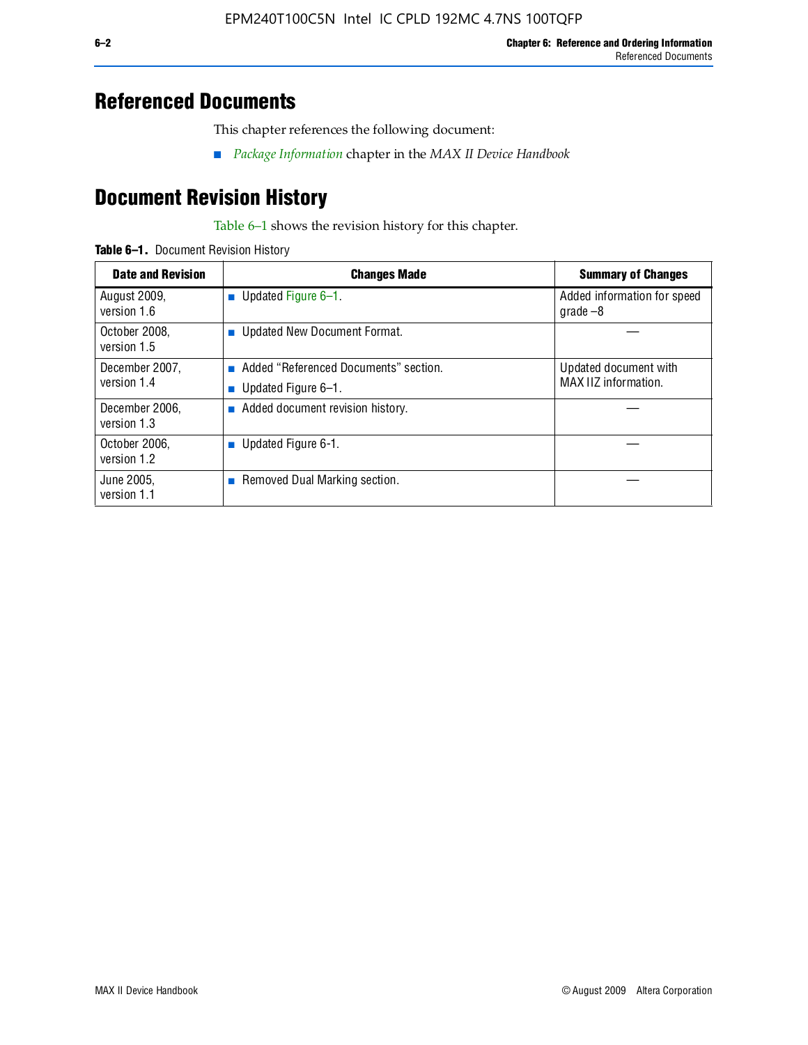# Referenced Documents

This chapter references the following document:

- *Package Information* chapter in the *MAX II Device Handbook*

# Document Revision History

Table 6–1 shows the revision history for this chapter.

**Table 6–1.** Document Revision History

| Date and Revision | Changes Made | Summary of Changes |
|---|---|---|
| August 2009, version 1.6 | ■ Updated Figure 6–1. | Added information for speed grade –8 |
| October 2008, version 1.5 | ■ Updated New Document Format. | — |
| December 2007, version 1.4 | ■ Added "Referenced Documents" section. ■ Updated Figure 6–1. | Updated document with MAX IIZ information. |
| December 2006, version 1.3 | ■ Added document revision history. | — |
| October 2006, version 1.2 | ■ Updated Figure 6-1. | — |
| June 2005, version 1.1 | ■ Removed Dual Marking section. | — |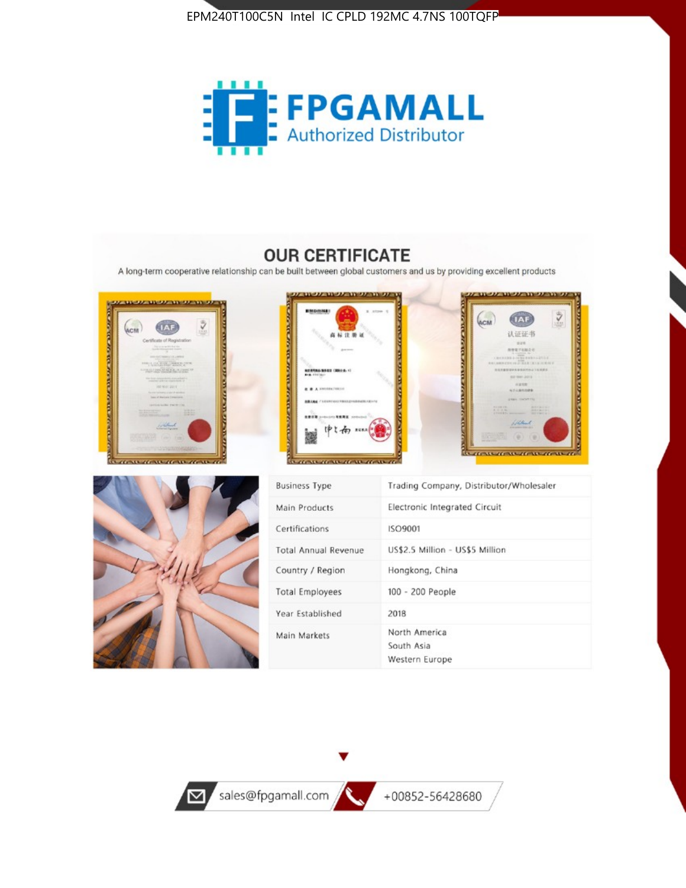FPGAMALL
Authorized Distributor

## OUR CERTIFICATE

A long-term cooperative relationship can be built between global customers and us by providing excellent products

| | |
|---|---|
| Business Type | Trading Company, Distributor/Wholesaler |
| Main Products | Electronic Integrated Circuit |
| Certifications | ISO9001 |
| Total Annual Revenue | US$2.5 Million - US$5 Million |
| Country / Region | Hongkong, China |
| Total Employees | 100 - 200 People |
| Year Established | 2018 |
| Main Markets | North America<br>South Asia<br>Western Europe |

sales@fpgamall.com

+00852-56428680